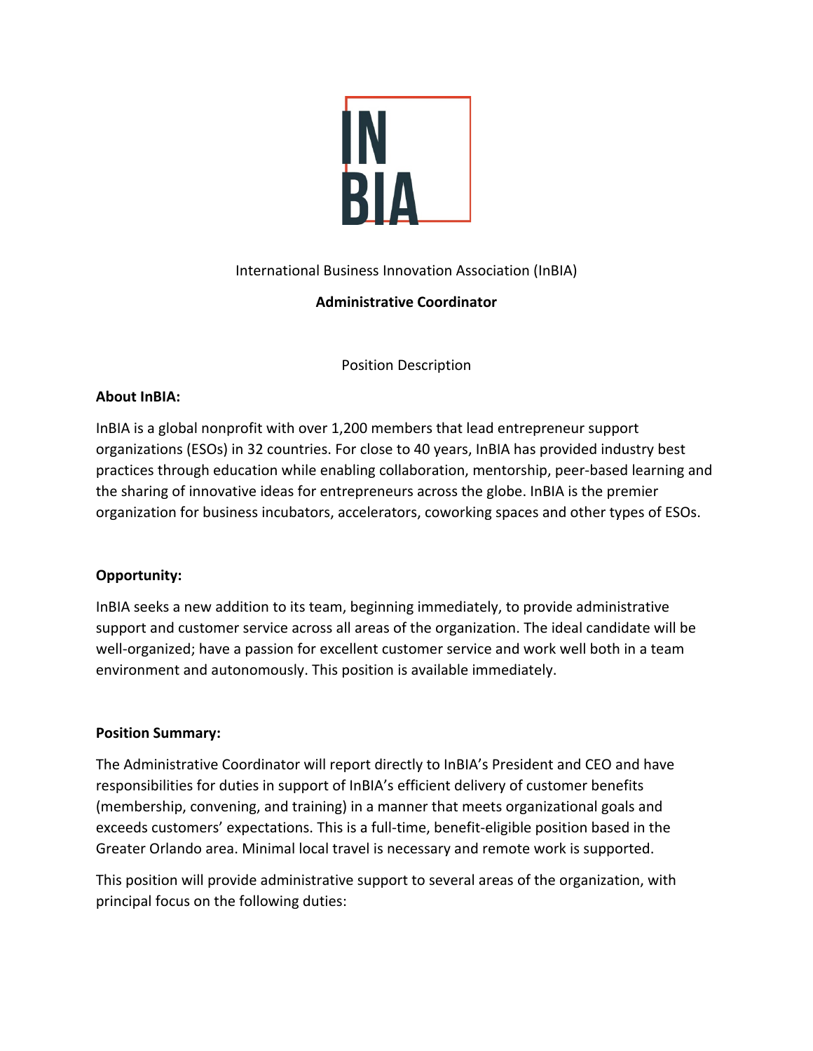International Business Innovation Association (InBIA)

# Administrative Coordinator

Position Description

**About InBIA:**

InBIA is a global nonprofit with over 1,200 members that lead entrepreneur support organizations (ESOs) in 32 countries. For close to 40 years, InBIA has provided industry best practices through education while enabling collaboration, mentorship, peer-based learning and the sharing of innovative ideas for entrepreneurs across the globe. InBIA is the premier organization for business incubators, accelerators, coworking spaces and other types of ESOs.

**Opportunity:**

InBIA seeks a new addition to its team, beginning immediately, to provide administrative support and customer service across all areas of the organization. The ideal candidate will be well-organized; have a passion for excellent customer service and work well both in a team environment and autonomously. This position is available immediately.

**Position Summary:**

The Administrative Coordinator will report directly to InBIA's President and CEO and have responsibilities for duties in support of InBIA's efficient delivery of customer benefits (membership, convening, and training) in a manner that meets organizational goals and exceeds customers' expectations. This is a full-time, benefit-eligible position based in the Greater Orlando area. Minimal local travel is necessary and remote work is supported.

This position will provide administrative support to several areas of the organization, with principal focus on the following duties: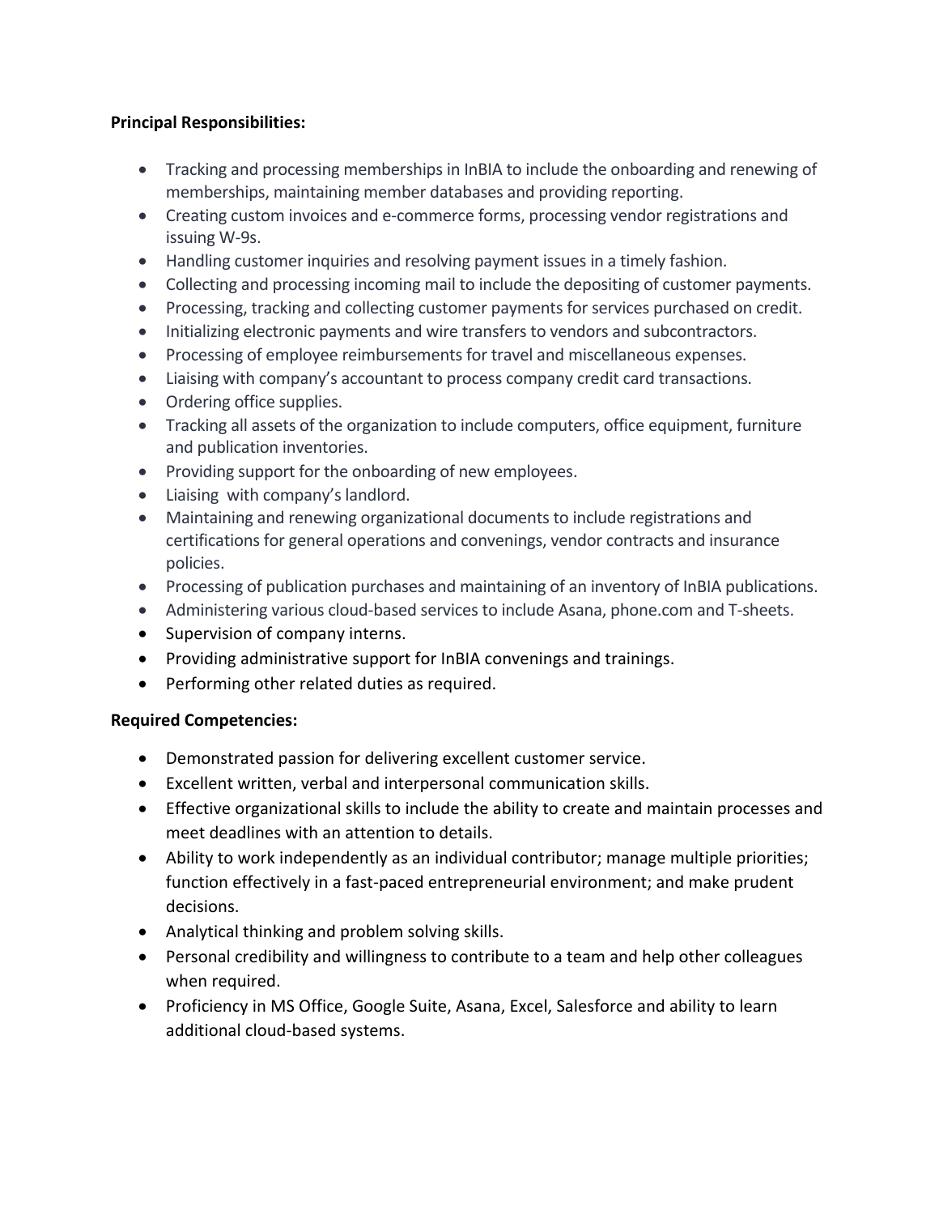**Principal Responsibilities:**

- Tracking and processing memberships in InBIA to include the onboarding and renewing of memberships, maintaining member databases and providing reporting.
- Creating custom invoices and e-commerce forms, processing vendor registrations and issuing W-9s.
- Handling customer inquiries and resolving payment issues in a timely fashion.
- Collecting and processing incoming mail to include the depositing of customer payments.
- Processing, tracking and collecting customer payments for services purchased on credit.
- Initializing electronic payments and wire transfers to vendors and subcontractors.
- Processing of employee reimbursements for travel and miscellaneous expenses.
- Liaising with company's accountant to process company credit card transactions.
- Ordering office supplies.
- Tracking all assets of the organization to include computers, office equipment, furniture and publication inventories.
- Providing support for the onboarding of new employees.
- Liaising with company's landlord.
- Maintaining and renewing organizational documents to include registrations and certifications for general operations and convenings, vendor contracts and insurance policies.
- Processing of publication purchases and maintaining of an inventory of InBIA publications.
- Administering various cloud-based services to include Asana, phone.com and T-sheets.
- Supervision of company interns.
- Providing administrative support for InBIA convenings and trainings.
- Performing other related duties as required.

**Required Competencies:**

- Demonstrated passion for delivering excellent customer service.
- Excellent written, verbal and interpersonal communication skills.
- Effective organizational skills to include the ability to create and maintain processes and meet deadlines with an attention to details.
- Ability to work independently as an individual contributor; manage multiple priorities; function effectively in a fast-paced entrepreneurial environment; and make prudent decisions.
- Analytical thinking and problem solving skills.
- Personal credibility and willingness to contribute to a team and help other colleagues when required.
- Proficiency in MS Office, Google Suite, Asana, Excel, Salesforce and ability to learn additional cloud-based systems.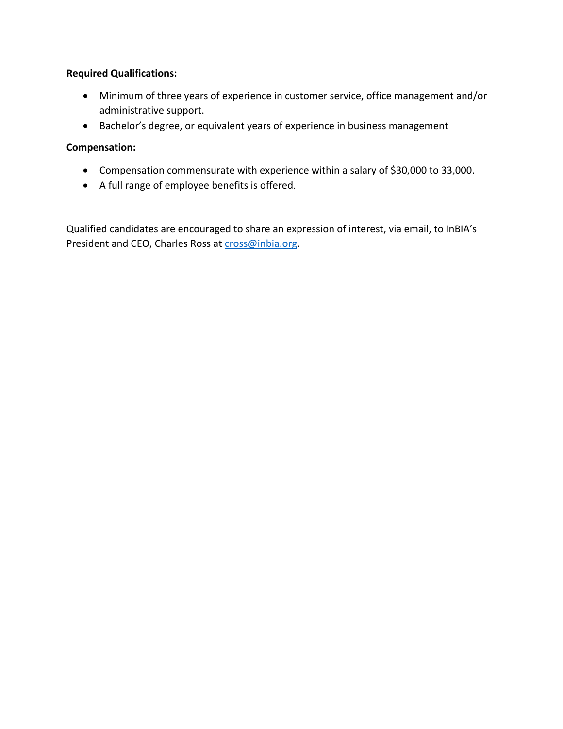**Required Qualifications:**

- Minimum of three years of experience in customer service, office management and/or administrative support.
- Bachelor's degree, or equivalent years of experience in business management

**Compensation:**

- Compensation commensurate with experience within a salary of $30,000 to 33,000.
- A full range of employee benefits is offered.

Qualified candidates are encouraged to share an expression of interest, via email, to InBIA's President and CEO, Charles Ross at cross@inbia.org.